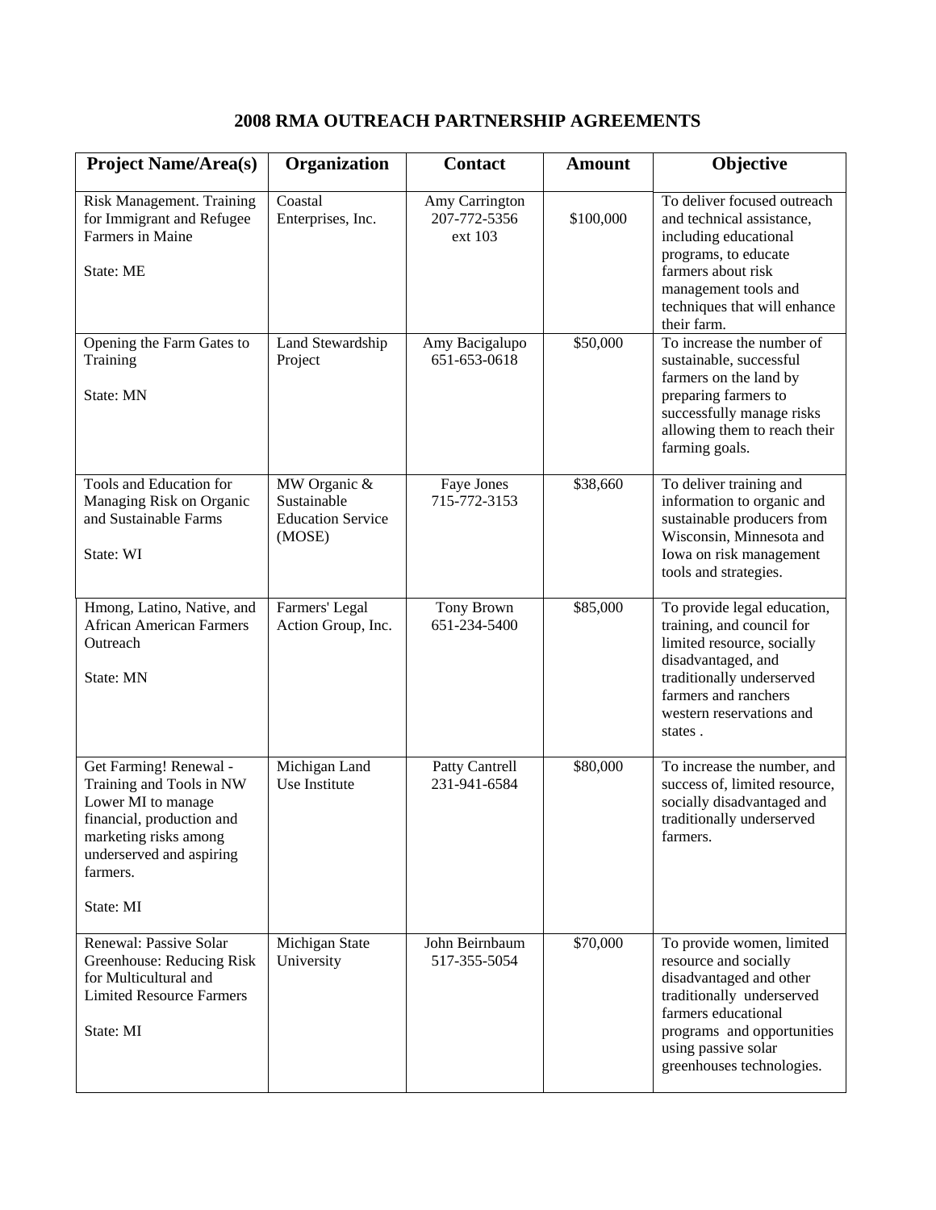## 2008 RMA OUTREACH PARTNERSHIP AGREEMENTS

| Project Name/Area(s) | Organization | Contact | Amount | Objective |
|---|---|---|---|---|
| Risk Management. Training for Immigrant and Refugee Farmers in Maine<br><br>State: ME | Coastal Enterprises, Inc. | Amy Carrington 207-772-5356 ext 103 | $100,000 | To deliver focused outreach and technical assistance, including educational programs, to educate farmers about risk management tools and techniques that will enhance their farm. |
| Opening the Farm Gates to Training<br><br>State: MN | Land Stewardship Project | Amy Bacigalupo 651-653-0618 | $50,000 | To increase the number of sustainable, successful farmers on the land by preparing farmers to successfully manage risks allowing them to reach their farming goals. |
| Tools and Education for Managing Risk on Organic and Sustainable Farms<br><br>State: WI | MW Organic & Sustainable Education Service (MOSE) | Faye Jones 715-772-3153 | $38,660 | To deliver training and information to organic and sustainable producers from Wisconsin, Minnesota and Iowa on risk management tools and strategies. |
| Hmong, Latino, Native, and African American Farmers Outreach<br><br>State: MN | Farmers' Legal Action Group, Inc. | Tony Brown 651-234-5400 | $85,000 | To provide legal education, training, and council for limited resource, socially disadvantaged, and traditionally underserved farmers and ranchers western reservations and states . |
| Get Farming! Renewal - Training and Tools in NW Lower MI to manage financial, production and marketing risks among underserved and aspiring farmers.<br><br>State: MI | Michigan Land Use Institute | Patty Cantrell 231-941-6584 | $80,000 | To increase the number, and success of, limited resource, socially disadvantaged and traditionally underserved farmers. |
| Renewal: Passive Solar Greenhouse: Reducing Risk for Multicultural and Limited Resource Farmers<br><br>State: MI | Michigan State University | John Beirnbaum 517-355-5054 | $70,000 | To provide women, limited resource and socially disadvantaged and other traditionally underserved farmers educational programs and opportunities using passive solar greenhouses technologies. |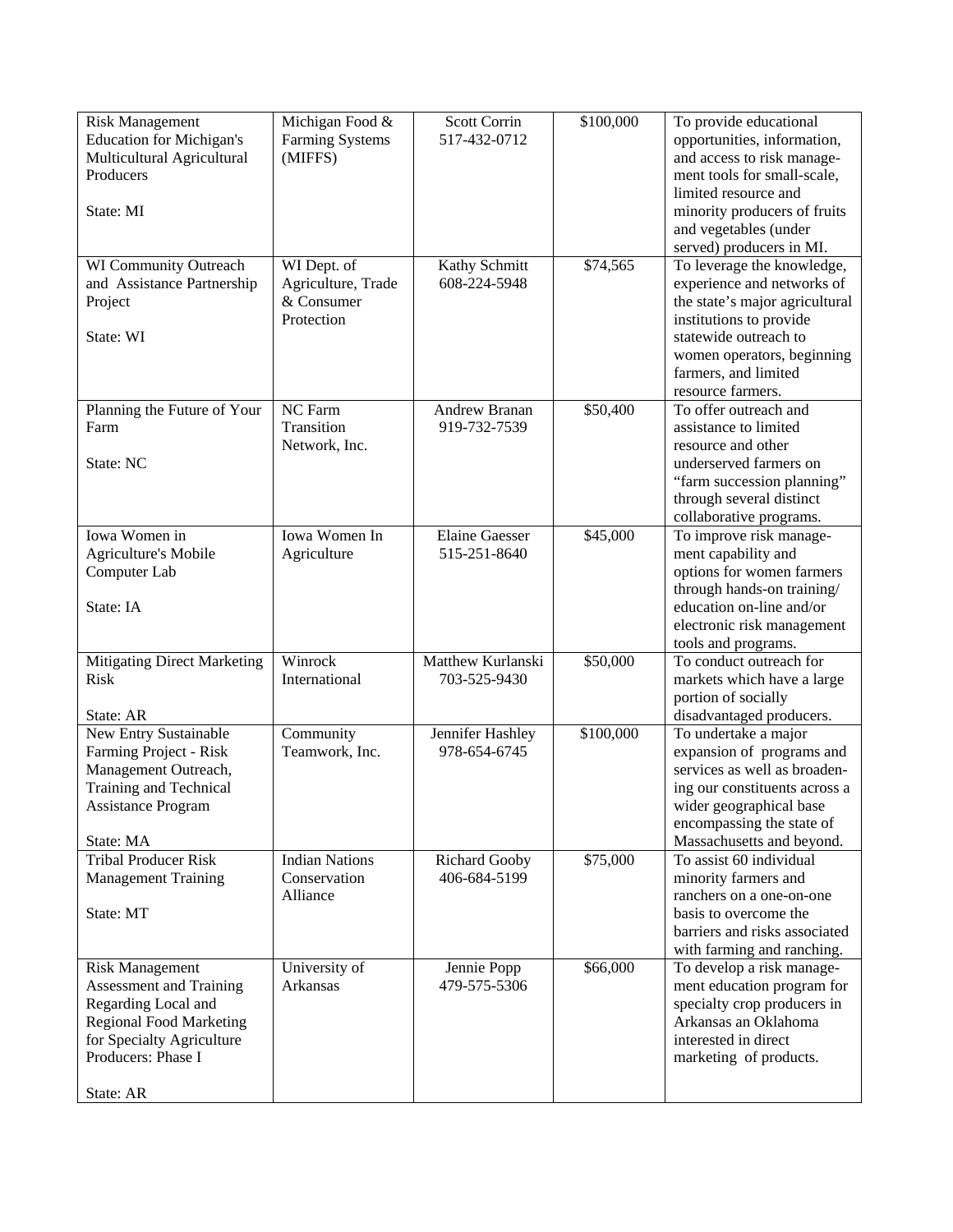| Risk Management Education for Michigan's Multicultural Agricultural Producers<br><br>State: MI | Michigan Food & Farming Systems (MIFFS) | Scott Corrin 517-432-0712 | $100,000 | To provide educational opportunities, information, and access to risk management tools for small-scale, limited resource and minority producers of fruits and vegetables (under served) producers in MI. |
|---|---|---|---|---|
| WI Community Outreach and Assistance Partnership Project<br><br>State: WI | WI Dept. of Agriculture, Trade & Consumer Protection | Kathy Schmitt 608-224-5948 | $74,565 | To leverage the knowledge, experience and networks of the state's major agricultural institutions to provide statewide outreach to women operators, beginning farmers, and limited resource farmers. |
| Planning the Future of Your Farm<br><br>State: NC | NC Farm Transition Network, Inc. | Andrew Branan 919-732-7539 | $50,400 | To offer outreach and assistance to limited resource and other underserved farmers on "farm succession planning" through several distinct collaborative programs. |
| Iowa Women in Agriculture's Mobile Computer Lab<br><br>State: IA | Iowa Women In Agriculture | Elaine Gaesser 515-251-8640 | $45,000 | To improve risk management capability and options for women farmers through hands-on training/ education on-line and/or electronic risk management tools and programs. |
| Mitigating Direct Marketing Risk<br><br>State: AR | Winrock International | Matthew Kurlanski 703-525-9430 | $50,000 | To conduct outreach for markets which have a large portion of socially disadvantaged producers. |
| New Entry Sustainable Farming Project - Risk Management Outreach, Training and Technical Assistance Program<br><br>State: MA | Community Teamwork, Inc. | Jennifer Hashley 978-654-6745 | $100,000 | To undertake a major expansion of programs and services as well as broadening our constituents across a wider geographical base encompassing the state of Massachusetts and beyond. |
| Tribal Producer Risk Management Training<br><br>State: MT | Indian Nations Conservation Alliance | Richard Gooby 406-684-5199 | $75,000 | To assist 60 individual minority farmers and ranchers on a one-on-one basis to overcome the barriers and risks associated with farming and ranching. |
| Risk Management Assessment and Training Regarding Local and Regional Food Marketing for Specialty Agriculture Producers: Phase I<br><br>State: AR | University of Arkansas | Jennie Popp 479-575-5306 | $66,000 | To develop a risk management education program for specialty crop producers in Arkansas an Oklahoma interested in direct marketing of products. |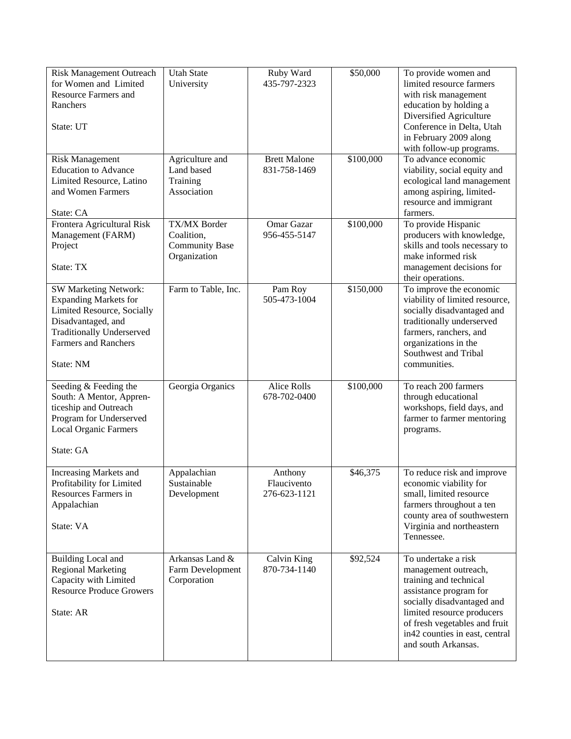| Risk Management Outreach for Women and Limited Resource Farmers and Ranchers<br><br>State: UT | Utah State University | Ruby Ward<br>435-797-2323 | $50,000 | To provide women and limited resource farmers with risk management education by holding a Diversified Agriculture Conference in Delta, Utah in February 2009 along with follow-up programs. |
|---|---|---|---|---|
| Risk Management Education to Advance Limited Resource, Latino and Women Farmers<br><br>State: CA | Agriculture and Land based Training Association | Brett Malone<br>831-758-1469 | $100,000 | To advance economic viability, social equity and ecological land management among aspiring, limited-resource and immigrant farmers. |
| Frontera Agricultural Risk Management (FARM) Project<br><br>State: TX | TX/MX Border Coalition, Community Base Organization | Omar Gazar<br>956-455-5147 | $100,000 | To provide Hispanic producers with knowledge, skills and tools necessary to make informed risk management decisions for their operations. |
| SW Marketing Network: Expanding Markets for Limited Resource, Socially Disadvantaged, and Traditionally Underserved Farmers and Ranchers<br><br>State: NM | Farm to Table, Inc. | Pam Roy<br>505-473-1004 | $150,000 | To improve the economic viability of limited resource, socially disadvantaged and traditionally underserved farmers, ranchers, and organizations in the Southwest and Tribal communities. |
| Seeding & Feeding the South: A Mentor, Appren-ticeship and Outreach Program for Underserved Local Organic Farmers<br><br>State: GA | Georgia Organics | Alice Rolls<br>678-702-0400 | $100,000 | To reach 200 farmers through educational workshops, field days, and farmer to farmer mentoring programs. |
| Increasing Markets and Profitability for Limited Resources Farmers in Appalachian<br><br>State: VA | Appalachian Sustainable Development | Anthony Flaucivento<br>276-623-1121 | $46,375 | To reduce risk and improve economic viability for small, limited resource farmers throughout a ten county area of southwestern Virginia and northeastern Tennessee. |
| Building Local and Regional Marketing Capacity with Limited Resource Produce Growers<br><br>State: AR | Arkansas Land & Farm Development Corporation | Calvin King<br>870-734-1140 | $92,524 | To undertake a risk management outreach, training and technical assistance program for socially disadvantaged and limited resource producers of fresh vegetables and fruit in42 counties in east, central and south Arkansas. |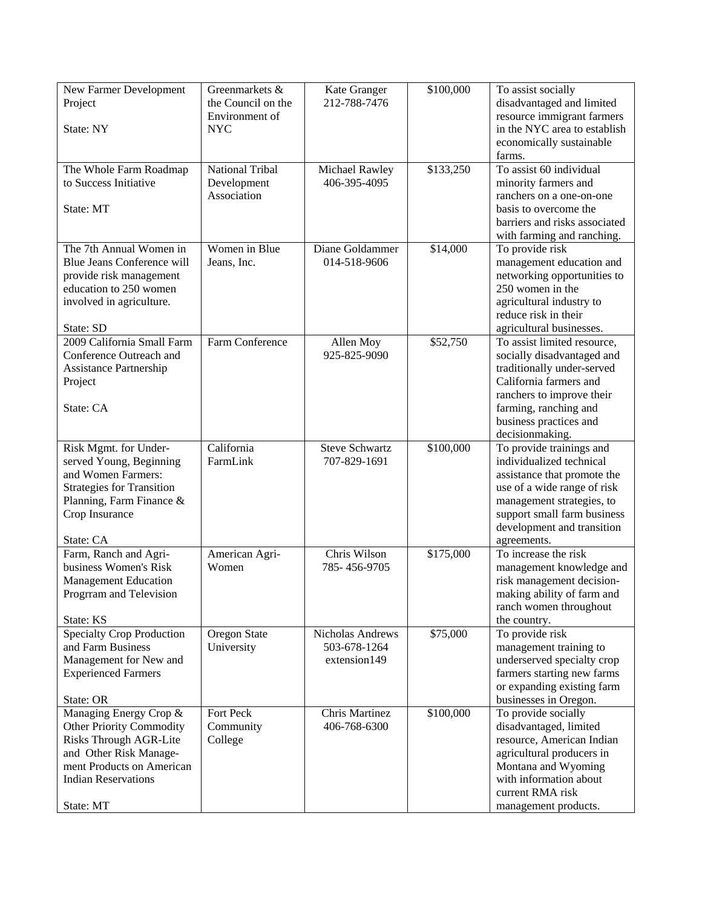| | | | | |
|---|---|---|---|---|
| New Farmer Development Project<br><br>State: NY | Greenmarkets & the Council on the Environment of NYC | Kate Granger<br>212-788-7476 | $100,000 | To assist socially disadvantaged and limited resource immigrant farmers in the NYC area to establish economically sustainable farms. |
| The Whole Farm Roadmap to Success Initiative<br><br>State: MT | National Tribal Development Association | Michael Rawley<br>406-395-4095 | $133,250 | To assist 60 individual minority farmers and ranchers on a one-on-one basis to overcome the barriers and risks associated with farming and ranching. |
| The 7th Annual Women in Blue Jeans Conference will provide risk management education to 250 women involved in agriculture.<br><br>State: SD | Women in Blue Jeans, Inc. | Diane Goldammer<br>014-518-9606 | $14,000 | To provide risk management education and networking opportunities to 250 women in the agricultural industry to reduce risk in their agricultural businesses. |
| 2009 California Small Farm Conference Outreach and Assistance Partnership Project<br><br>State: CA | Farm Conference | Allen Moy<br>925-825-9090 | $52,750 | To assist limited resource, socially disadvantaged and traditionally under-served California farmers and ranchers to improve their farming, ranching and business practices and decisionmaking. |
| Risk Mgmt. for Under-served Young, Beginning and Women Farmers: Strategies for Transition Planning, Farm Finance & Crop Insurance<br><br>State: CA | California FarmLink | Steve Schwartz<br>707-829-1691 | $100,000 | To provide trainings and individualized technical assistance that promote the use of a wide range of risk management strategies, to support small farm business development and transition agreements. |
| Farm, Ranch and Agri-business Women's Risk Management Education Progrram and Television<br><br>State: KS | American Agri-Women | Chris Wilson<br>785- 456-9705 | $175,000 | To increase the risk management knowledge and risk management decision-making ability of farm and ranch women throughout the country. |
| Specialty Crop Production and Farm Business Management for New and Experienced Farmers<br><br>State: OR | Oregon State University | Nicholas Andrews<br>503-678-1264<br>extension149 | $75,000 | To provide risk management training to underserved specialty crop farmers starting new farms or expanding existing farm businesses in Oregon. |
| Managing Energy Crop & Other Priority Commodity Risks Through AGR-Lite and Other Risk Manage-ment Products on American Indian Reservations<br><br>State: MT | Fort Peck Community College | Chris Martinez<br>406-768-6300 | $100,000 | To provide socially disadvantaged, limited resource, American Indian agricultural producers in Montana and Wyoming with information about current RMA risk management products. |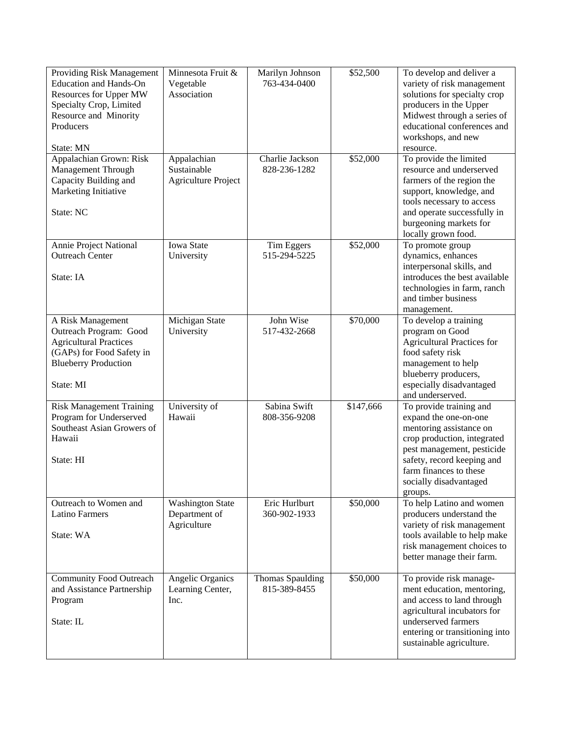| Providing Risk Management Education and Hands-On Resources for Upper MW Specialty Crop, Limited Resource and Minority Producers<br><br>State: MN | Minnesota Fruit & Vegetable Association | Marilyn Johnson<br>763-434-0400 | $52,500 | To develop and deliver a variety of risk management solutions for specialty crop producers in the Upper Midwest through a series of educational conferences and workshops, and new resource. |
|---|---|---|---|---|
| Appalachian Grown: Risk Management Through Capacity Building and Marketing Initiative<br><br>State: NC | Appalachian Sustainable Agriculture Project | Charlie Jackson<br>828-236-1282 | $52,000 | To provide the limited resource and underserved farmers of the region the support, knowledge, and tools necessary to access and operate successfully in burgeoning markets for locally grown food. |
| Annie Project National Outreach Center<br><br>State: IA | Iowa State University | Tim Eggers<br>515-294-5225 | $52,000 | To promote group dynamics, enhances interpersonal skills, and introduces the best available technologies in farm, ranch and timber business management. |
| A Risk Management Outreach Program: Good Agricultural Practices (GAPs) for Food Safety in Blueberry Production<br><br>State: MI | Michigan State University | John Wise<br>517-432-2668 | $70,000 | To develop a training program on Good Agricultural Practices for food safety risk management to help blueberry producers, especially disadvantaged and underserved. |
| Risk Management Training Program for Underserved Southeast Asian Growers of Hawaii<br><br>State: HI | University of Hawaii | Sabina Swift<br>808-356-9208 | $147,666 | To provide training and expand the one-on-one mentoring assistance on crop production, integrated pest management, pesticide safety, record keeping and farm finances to these socially disadvantaged groups. |
| Outreach to Women and Latino Farmers<br><br>State: WA | Washington State Department of Agriculture | Eric Hurlburt<br>360-902-1933 | $50,000 | To help Latino and women producers understand the variety of risk management tools available to help make risk management choices to better manage their farm. |
| Community Food Outreach and Assistance Partnership Program<br><br>State: IL | Angelic Organics Learning Center, Inc. | Thomas Spaulding<br>815-389-8455 | $50,000 | To provide risk manage-ment education, mentoring, and access to land through agricultural incubators for underserved farmers entering or transitioning into sustainable agriculture. |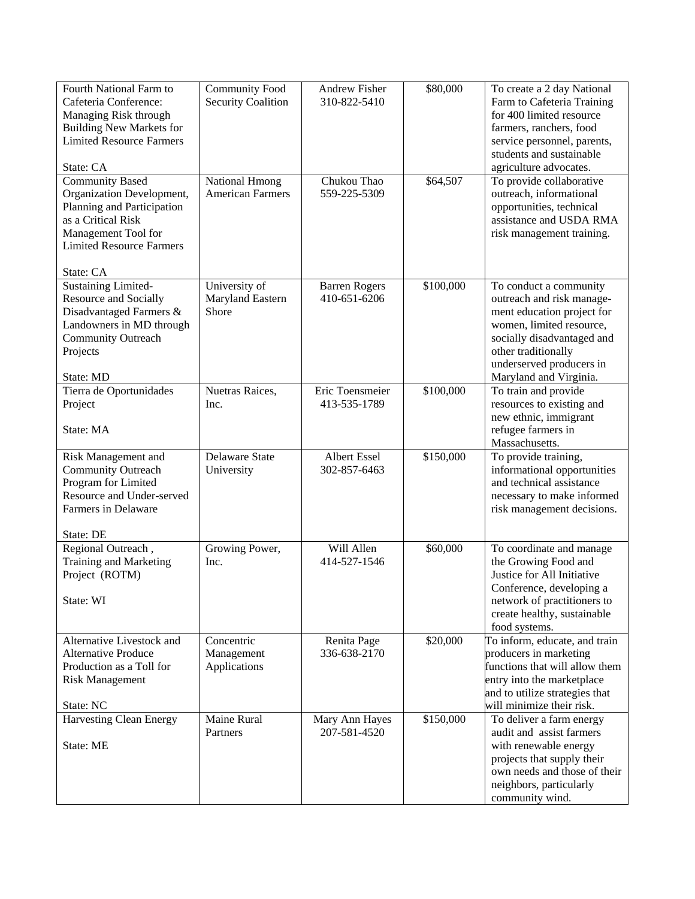| | | | | |
|---|---|---|---|---|
| Fourth National Farm to Cafeteria Conference: Managing Risk through Building New Markets for Limited Resource Farmers<br><br>State: CA | Community Food Security Coalition | Andrew Fisher<br>310-822-5410 | $80,000 | To create a 2 day National Farm to Cafeteria Training for 400 limited resource farmers, ranchers, food service personnel, parents, students and sustainable agriculture advocates. |
| Community Based Organization Development, Planning and Participation as a Critical Risk Management Tool for Limited Resource Farmers<br><br>State: CA | National Hmong American Farmers | Chukou Thao<br>559-225-5309 | $64,507 | To provide collaborative outreach, informational opportunities, technical assistance and USDA RMA risk management training. |
| Sustaining Limited-Resource and Socially Disadvantaged Farmers & Landowners in MD through Community Outreach Projects<br><br>State: MD | University of Maryland Eastern Shore | Barren Rogers<br>410-651-6206 | $100,000 | To conduct a community outreach and risk manage-ment education project for women, limited resource, socially disadvantaged and other traditionally underserved producers in Maryland and Virginia. |
| Tierra de Oportunidades Project<br><br>State: MA | Nuetras Raices, Inc. | Eric Toensmeier<br>413-535-1789 | $100,000 | To train and provide resources to existing and new ethnic, immigrant refugee farmers in Massachusetts. |
| Risk Management and Community Outreach Program for Limited Resource and Under-served Farmers in Delaware<br><br>State: DE | Delaware State University | Albert Essel<br>302-857-6463 | $150,000 | To provide training, informational opportunities and technical assistance necessary to make informed risk management decisions. |
| Regional Outreach , Training and Marketing Project (ROTM)<br><br>State: WI | Growing Power, Inc. | Will Allen<br>414-527-1546 | $60,000 | To coordinate and manage the Growing Food and Justice for All Initiative Conference, developing a network of practitioners to create healthy, sustainable food systems. |
| Alternative Livestock and Alternative Produce Production as a Toll for Risk Management<br><br>State: NC | Concentric Management Applications | Renita Page<br>336-638-2170 | $20,000 | To inform, educate, and train producers in marketing functions that will allow them entry into the marketplace and to utilize strategies that will minimize their risk. |
| Harvesting Clean Energy<br><br>State: ME | Maine Rural Partners | Mary Ann Hayes<br>207-581-4520 | $150,000 | To deliver a farm energy audit and assist farmers with renewable energy projects that supply their own needs and those of their neighbors, particularly community wind. |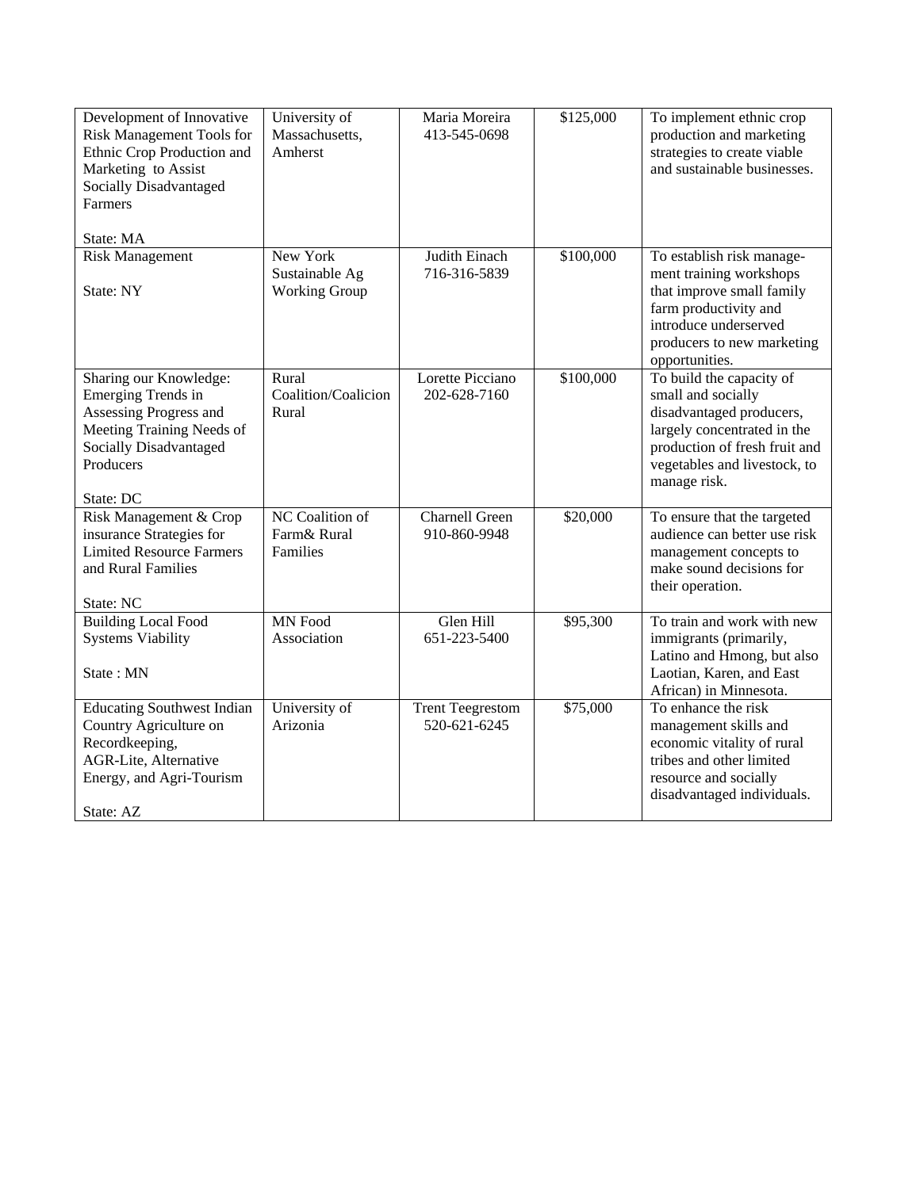| | | | | |
|---|---|---|---|---|
| Development of Innovative Risk Management Tools for Ethnic Crop Production and Marketing to Assist Socially Disadvantaged Farmers<br><br>State: MA | University of Massachusetts, Amherst | Maria Moreira<br>413-545-0698 | $125,000 | To implement ethnic crop production and marketing strategies to create viable and sustainable businesses. |
| Risk Management<br><br>State: NY | New York Sustainable Ag Working Group | Judith Einach<br>716-316-5839 | $100,000 | To establish risk management training workshops that improve small family farm productivity and introduce underserved producers to new marketing opportunities. |
| Sharing our Knowledge: Emerging Trends in Assessing Progress and Meeting Training Needs of Socially Disadvantaged Producers<br><br>State: DC | Rural Coalition/Coalicion Rural | Lorette Picciano<br>202-628-7160 | $100,000 | To build the capacity of small and socially disadvantaged producers, largely concentrated in the production of fresh fruit and vegetables and livestock, to manage risk. |
| Risk Management & Crop insurance Strategies for Limited Resource Farmers and Rural Families<br><br>State: NC | NC Coalition of Farm& Rural Families | Charnell Green<br>910-860-9948 | $20,000 | To ensure that the targeted audience can better use risk management concepts to make sound decisions for their operation. |
| Building Local Food Systems Viability<br><br>State : MN | MN Food Association | Glen Hill<br>651-223-5400 | $95,300 | To train and work with new immigrants (primarily, Latino and Hmong, but also Laotian, Karen, and East African) in Minnesota. |
| Educating Southwest Indian Country Agriculture on Recordkeeping, AGR-Lite, Alternative Energy, and Agri-Tourism<br><br>State: AZ | University of Arizona | Trent Teegrestom<br>520-621-6245 | $75,000 | To enhance the risk management skills and economic vitality of rural tribes and other limited resource and socially disadvantaged individuals. |